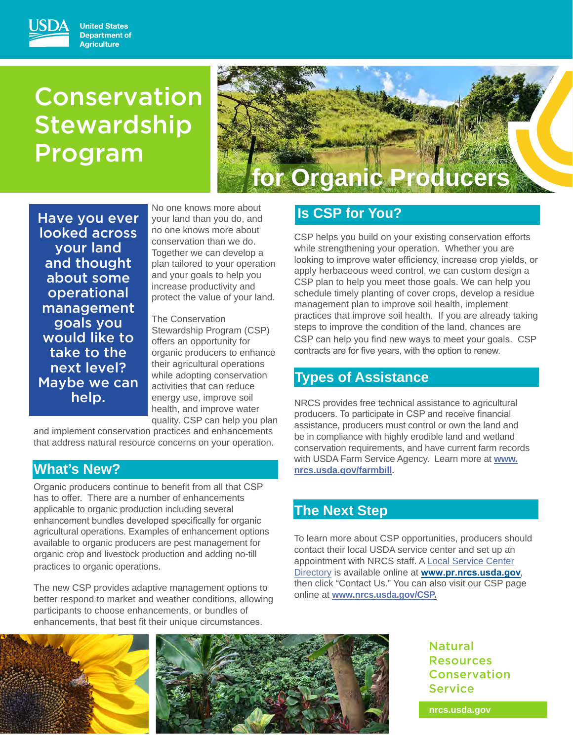United States Department of Agriculture

# Conservation Stewardship Program for Organic Producers

**Have you ever looked across your land and thought about some operational management goals you would like to take to the next level? Maybe we can help.**

No one knows more about your land than you do, and no one knows more about conservation than we do. Together we can develop a plan tailored to your operation and your goals to help you increase productivity and protect the value of your land.

The Conservation Stewardship Program (CSP) offers an opportunity for organic producers to enhance their agricultural operations while adopting conservation activities that can reduce energy use, improve soil health, and improve water quality. CSP can help you plan and implement conservation practices and enhancements that address natural resource concerns on your operation.

## What's New?

Organic producers continue to benefit from all that CSP has to offer. There are a number of enhancements applicable to organic production including several enhancement bundles developed specifically for organic agricultural operations. Examples of enhancement options available to organic producers are pest management for organic crop and livestock production and adding no-till practices to organic operations.

The new CSP provides adaptive management options to better respond to market and weather conditions, allowing participants to choose enhancements, or bundles of enhancements, that best fit their unique circumstances.

## Is CSP for You?

CSP helps you build on your existing conservation efforts while strengthening your operation. Whether you are looking to improve water efficiency, increase crop yields, or apply herbaceous weed control, we can custom design a CSP plan to help you meet those goals. We can help you schedule timely planting of cover crops, develop a residue management plan to improve soil health, implement practices that improve soil health. If you are already taking steps to improve the condition of the land, chances are CSP can help you find new ways to meet your goals. CSP contracts are for five years, with the option to renew.

## Types of Assistance

NRCS provides free technical assistance to agricultural producers. To participate in CSP and receive financial assistance, producers must control or own the land and be in compliance with highly erodible land and wetland conservation requirements, and have current farm records with USDA Farm Service Agency. Learn more at **www.nrcs.usda.gov/farmbill**.

## The Next Step

To learn more about CSP opportunities, producers should contact their local USDA service center and set up an appointment with NRCS staff. A Local Service Center Directory is available online at **www.pr.nrcs.usda.gov**, then click "Contact Us." You can also visit our CSP page online at **www.nrcs.usda.gov/CSP.**

Natural Resources Conservation Service

nrcs.usda.gov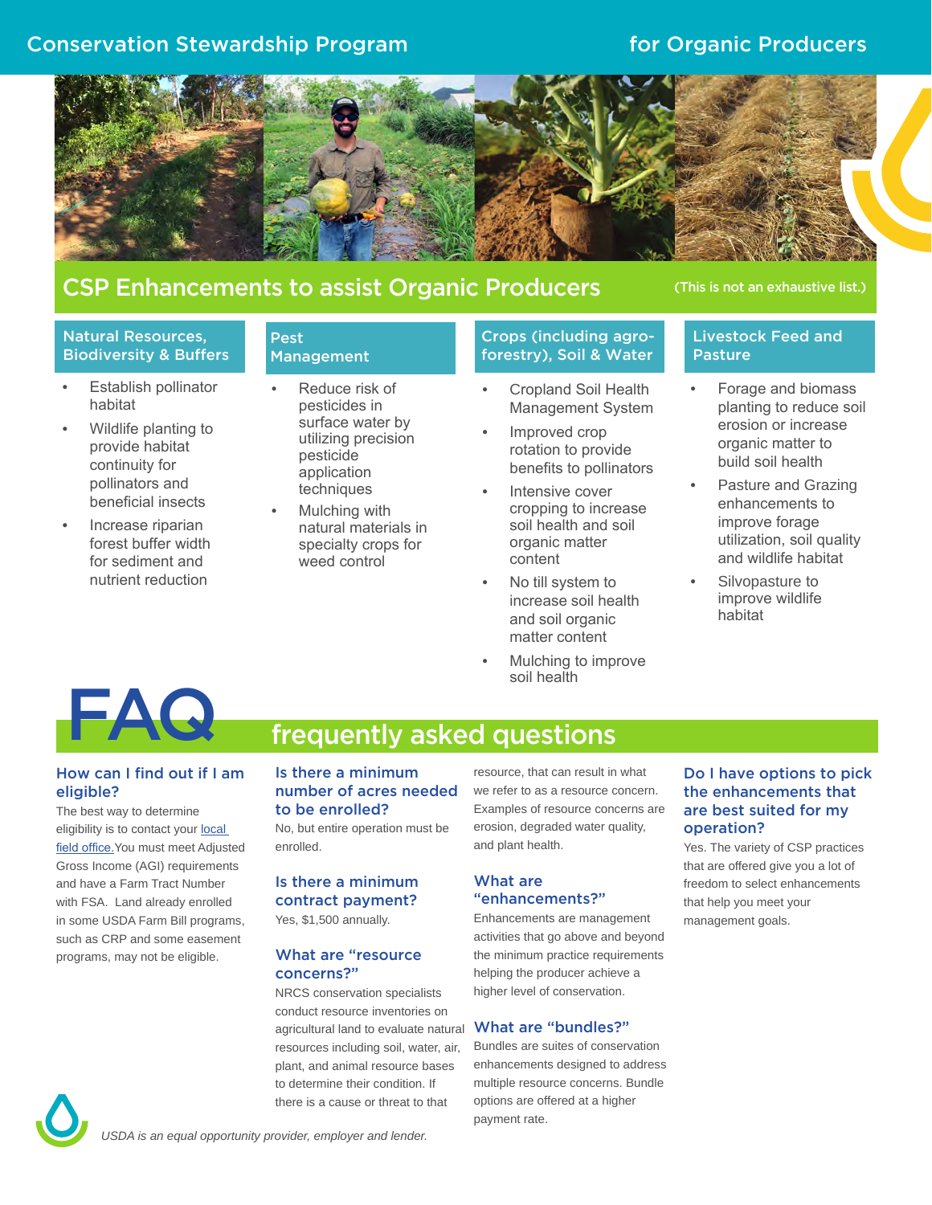# Conservation Stewardship Program for Organic Producers

## CSP Enhancements to assist Organic Producers

(This is not an exhaustive list.)

### Natural Resources, Biodiversity & Buffers

- Establish pollinator habitat
- Wildlife planting to provide habitat continuity for pollinators and beneficial insects
- Increase riparian forest buffer width for sediment and nutrient reduction

### Pest Management

- Reduce risk of pesticides in surface water by utilizing precision pesticide application techniques
- Mulching with natural materials in specialty crops for weed control

### Crops (including agro-forestry), Soil & Water

- Cropland Soil Health Management System
- Improved crop rotation to provide benefits to pollinators
- Intensive cover cropping to increase soil health and soil organic matter content
- No till system to increase soil health and soil organic matter content
- Mulching to improve soil health

### Livestock Feed and Pasture

- Forage and biomass planting to reduce soil erosion or increase organic matter to build soil health
- Pasture and Grazing enhancements to improve forage utilization, soil quality and wildlife habitat
- Silvopasture to improve wildlife habitat

## FAQ frequently asked questions

### How can I find out if I am eligible?

The best way to determine eligibility is to contact your [local field office.](local field office) You must meet Adjusted Gross Income (AGI) requirements and have a Farm Tract Number with FSA. Land already enrolled in some USDA Farm Bill programs, such as CRP and some easement programs, may not be eligible.

### Is there a minimum number of acres needed to be enrolled?

No, but entire operation must be enrolled.

### Is there a minimum contract payment?

Yes, $1,500 annually.

### What are "resource concerns?"

NRCS conservation specialists conduct resource inventories on agricultural land to evaluate natural resources including soil, water, air, plant, and animal resource bases to determine their condition. If there is a cause or threat to that resource, that can result in what we refer to as a resource concern. Examples of resource concerns are erosion, degraded water quality, and plant health.

### What are "enhancements?"

Enhancements are management activities that go above and beyond the minimum practice requirements helping the producer achieve a higher level of conservation.

### What are "bundles?"

Bundles are suites of conservation enhancements designed to address multiple resource concerns. Bundle options are offered at a higher payment rate.

### Do I have options to pick the enhancements that are best suited for my operation?

Yes. The variety of CSP practices that are offered give you a lot of freedom to select enhancements that help you meet your management goals.

*USDA is an equal opportunity provider, employer and lender.*